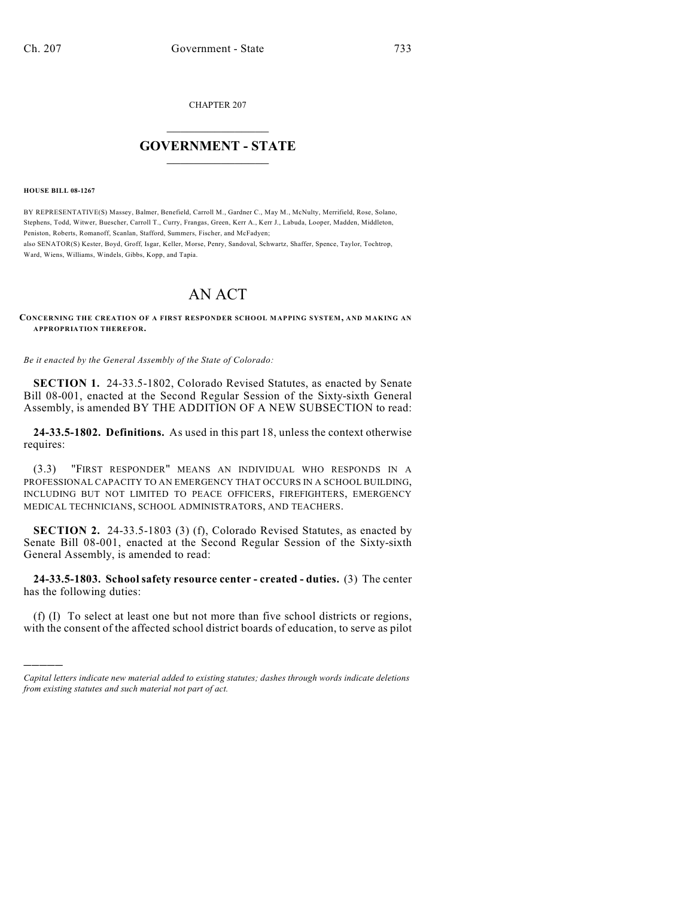CHAPTER 207

# GOVERNMENT - STATE

**HOUSE BILL 08-1267**

BY REPRESENTATIVE(S) Massey, Balmer, Benefield, Carroll M., Gardner C., May M., McNulty, Merrifield, Rose, Solano, Stephens, Todd, Witwer, Buescher, Carroll T., Curry, Frangas, Green, Kerr A., Kerr J., Labuda, Looper, Madden, Middleton, Peniston, Roberts, Romanoff, Scanlan, Stafford, Summers, Fischer, and McFadyen;
also SENATOR(S) Kester, Boyd, Groff, Isgar, Keller, Morse, Penry, Sandoval, Schwartz, Shaffer, Spence, Taylor, Tochtrop, Ward, Wiens, Williams, Windels, Gibbs, Kopp, and Tapia.

# AN ACT

**CONCERNING THE CREATION OF A FIRST RESPONDER SCHOOL MAPPING SYSTEM, AND MAKING AN APPROPRIATION THEREFOR.**

*Be it enacted by the General Assembly of the State of Colorado:*

**SECTION 1.** 24-33.5-1802, Colorado Revised Statutes, as enacted by Senate Bill 08-001, enacted at the Second Regular Session of the Sixty-sixth General Assembly, is amended BY THE ADDITION OF A NEW SUBSECTION to read:

**24-33.5-1802. Definitions.** As used in this part 18, unless the context otherwise requires:

(3.3) "FIRST RESPONDER" MEANS AN INDIVIDUAL WHO RESPONDS IN A PROFESSIONAL CAPACITY TO AN EMERGENCY THAT OCCURS IN A SCHOOL BUILDING, INCLUDING BUT NOT LIMITED TO PEACE OFFICERS, FIREFIGHTERS, EMERGENCY MEDICAL TECHNICIANS, SCHOOL ADMINISTRATORS, AND TEACHERS.

**SECTION 2.** 24-33.5-1803 (3) (f), Colorado Revised Statutes, as enacted by Senate Bill 08-001, enacted at the Second Regular Session of the Sixty-sixth General Assembly, is amended to read:

**24-33.5-1803. School safety resource center - created - duties.** (3) The center has the following duties:

(f) (I) To select at least one but not more than five school districts or regions, with the consent of the affected school district boards of education, to serve as pilot

---

*Capital letters indicate new material added to existing statutes; dashes through words indicate deletions from existing statutes and such material not part of act.*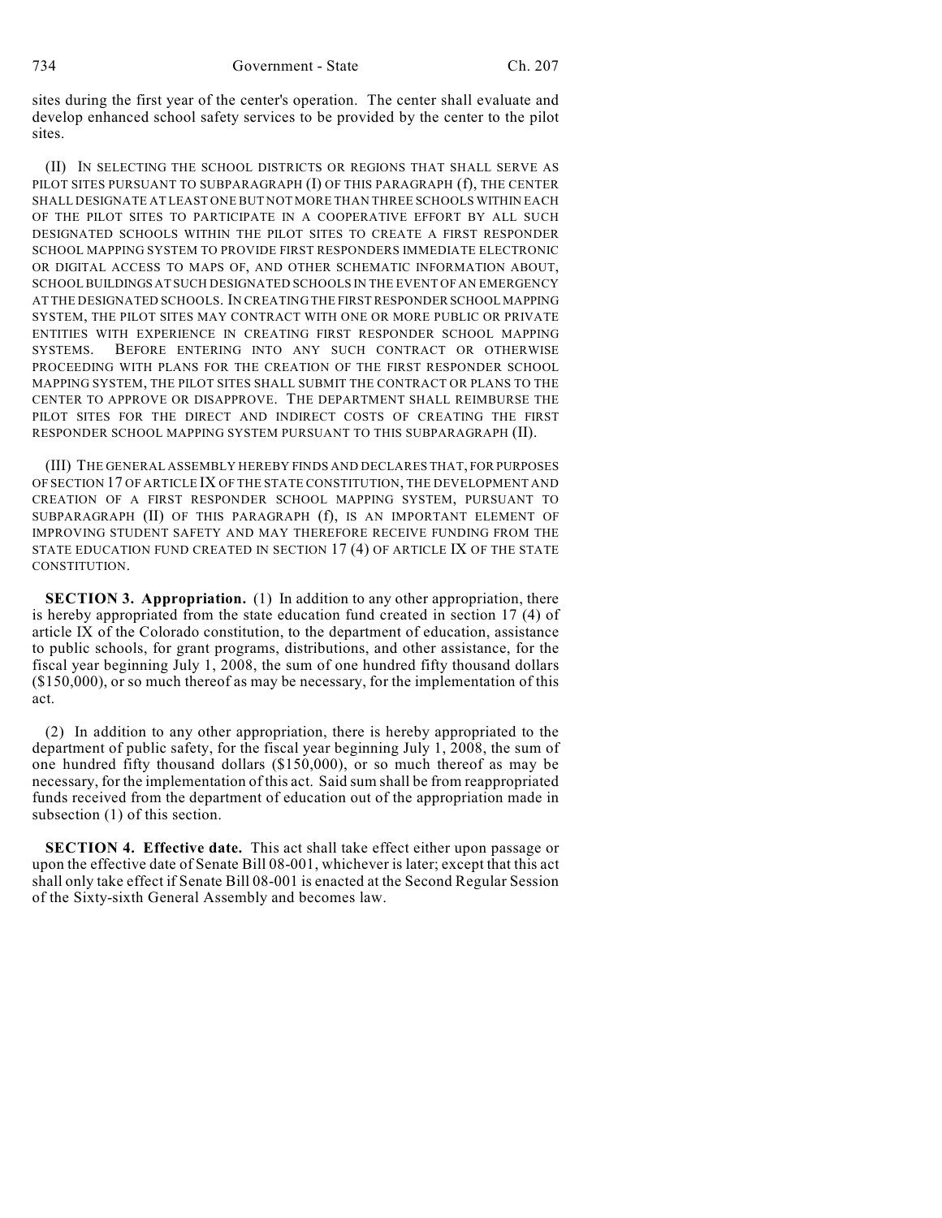sites during the first year of the center's operation. The center shall evaluate and develop enhanced school safety services to be provided by the center to the pilot sites.

(II) IN SELECTING THE SCHOOL DISTRICTS OR REGIONS THAT SHALL SERVE AS PILOT SITES PURSUANT TO SUBPARAGRAPH (I) OF THIS PARAGRAPH (f), THE CENTER SHALL DESIGNATE AT LEAST ONE BUT NOT MORE THAN THREE SCHOOLS WITHIN EACH OF THE PILOT SITES TO PARTICIPATE IN A COOPERATIVE EFFORT BY ALL SUCH DESIGNATED SCHOOLS WITHIN THE PILOT SITES TO CREATE A FIRST RESPONDER SCHOOL MAPPING SYSTEM TO PROVIDE FIRST RESPONDERS IMMEDIATE ELECTRONIC OR DIGITAL ACCESS TO MAPS OF, AND OTHER SCHEMATIC INFORMATION ABOUT, SCHOOL BUILDINGS AT SUCH DESIGNATED SCHOOLS IN THE EVENT OF AN EMERGENCY AT THE DESIGNATED SCHOOLS. IN CREATING THE FIRST RESPONDER SCHOOL MAPPING SYSTEM, THE PILOT SITES MAY CONTRACT WITH ONE OR MORE PUBLIC OR PRIVATE ENTITIES WITH EXPERIENCE IN CREATING FIRST RESPONDER SCHOOL MAPPING SYSTEMS. BEFORE ENTERING INTO ANY SUCH CONTRACT OR OTHERWISE PROCEEDING WITH PLANS FOR THE CREATION OF THE FIRST RESPONDER SCHOOL MAPPING SYSTEM, THE PILOT SITES SHALL SUBMIT THE CONTRACT OR PLANS TO THE CENTER TO APPROVE OR DISAPPROVE. THE DEPARTMENT SHALL REIMBURSE THE PILOT SITES FOR THE DIRECT AND INDIRECT COSTS OF CREATING THE FIRST RESPONDER SCHOOL MAPPING SYSTEM PURSUANT TO THIS SUBPARAGRAPH (II).

(III) THE GENERAL ASSEMBLY HEREBY FINDS AND DECLARES THAT, FOR PURPOSES OF SECTION 17 OF ARTICLE IX OF THE STATE CONSTITUTION, THE DEVELOPMENT AND CREATION OF A FIRST RESPONDER SCHOOL MAPPING SYSTEM, PURSUANT TO SUBPARAGRAPH (II) OF THIS PARAGRAPH (f), IS AN IMPORTANT ELEMENT OF IMPROVING STUDENT SAFETY AND MAY THEREFORE RECEIVE FUNDING FROM THE STATE EDUCATION FUND CREATED IN SECTION 17 (4) OF ARTICLE IX OF THE STATE CONSTITUTION.

**SECTION 3. Appropriation.** (1) In addition to any other appropriation, there is hereby appropriated from the state education fund created in section 17 (4) of article IX of the Colorado constitution, to the department of education, assistance to public schools, for grant programs, distributions, and other assistance, for the fiscal year beginning July 1, 2008, the sum of one hundred fifty thousand dollars ($150,000), or so much thereof as may be necessary, for the implementation of this act.

(2) In addition to any other appropriation, there is hereby appropriated to the department of public safety, for the fiscal year beginning July 1, 2008, the sum of one hundred fifty thousand dollars ($150,000), or so much thereof as may be necessary, for the implementation of this act. Said sum shall be from reappropriated funds received from the department of education out of the appropriation made in subsection (1) of this section.

**SECTION 4. Effective date.** This act shall take effect either upon passage or upon the effective date of Senate Bill 08-001, whichever is later; except that this act shall only take effect if Senate Bill 08-001 is enacted at the Second Regular Session of the Sixty-sixth General Assembly and becomes law.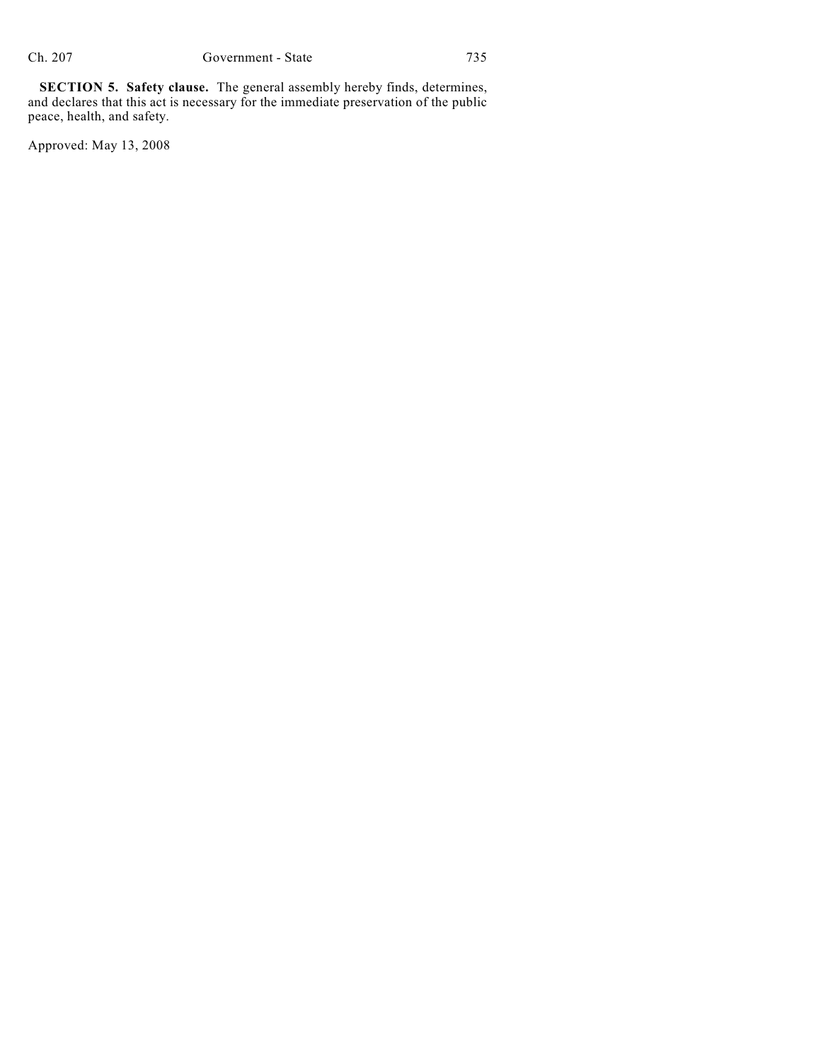**SECTION 5. Safety clause.** The general assembly hereby finds, determines, and declares that this act is necessary for the immediate preservation of the public peace, health, and safety.

Approved: May 13, 2008